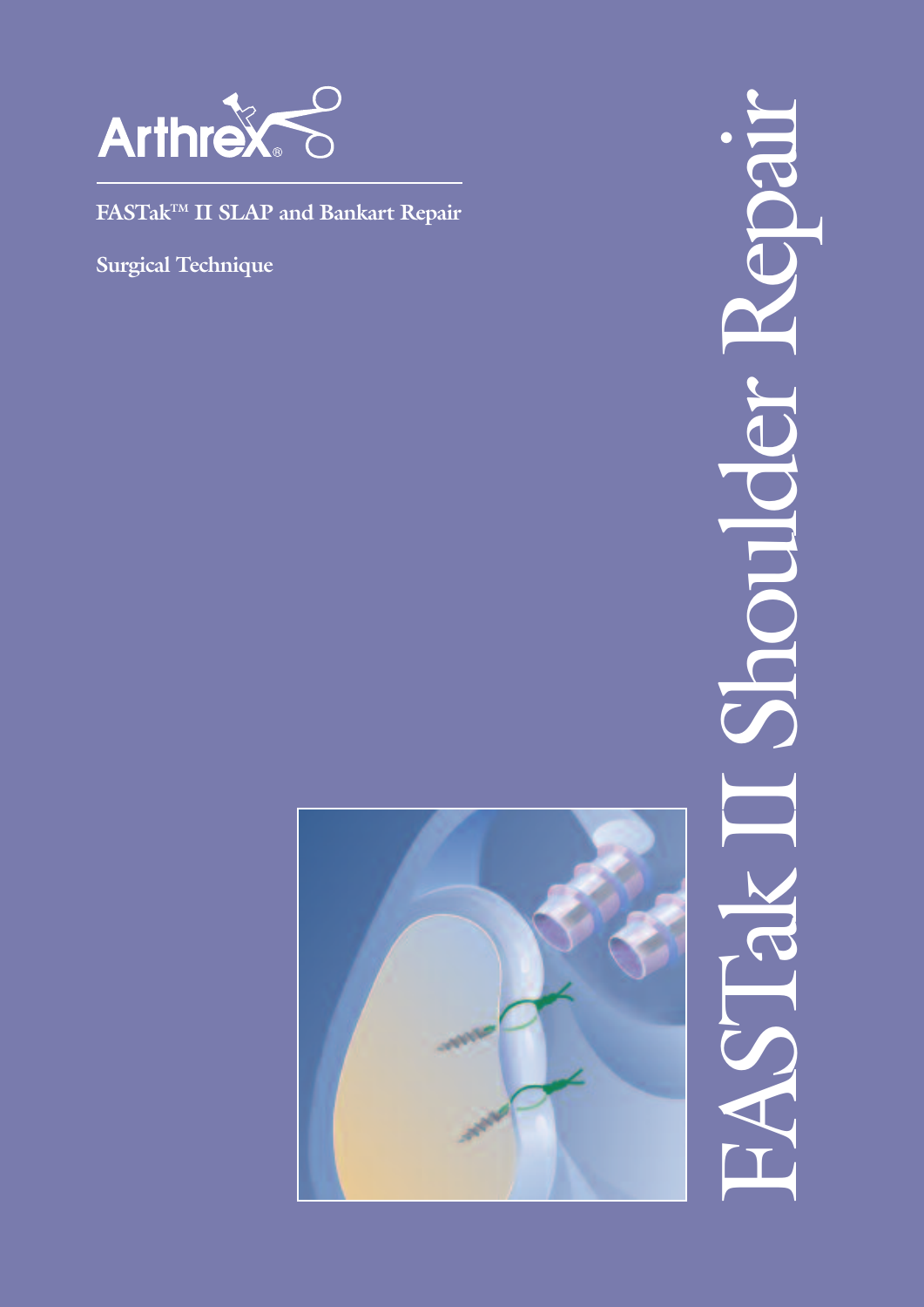Arthrex®

**FASTak™ II SLAP and Bankart Repair**

**Surgical Technique**

# FASTak II Shoulder Repair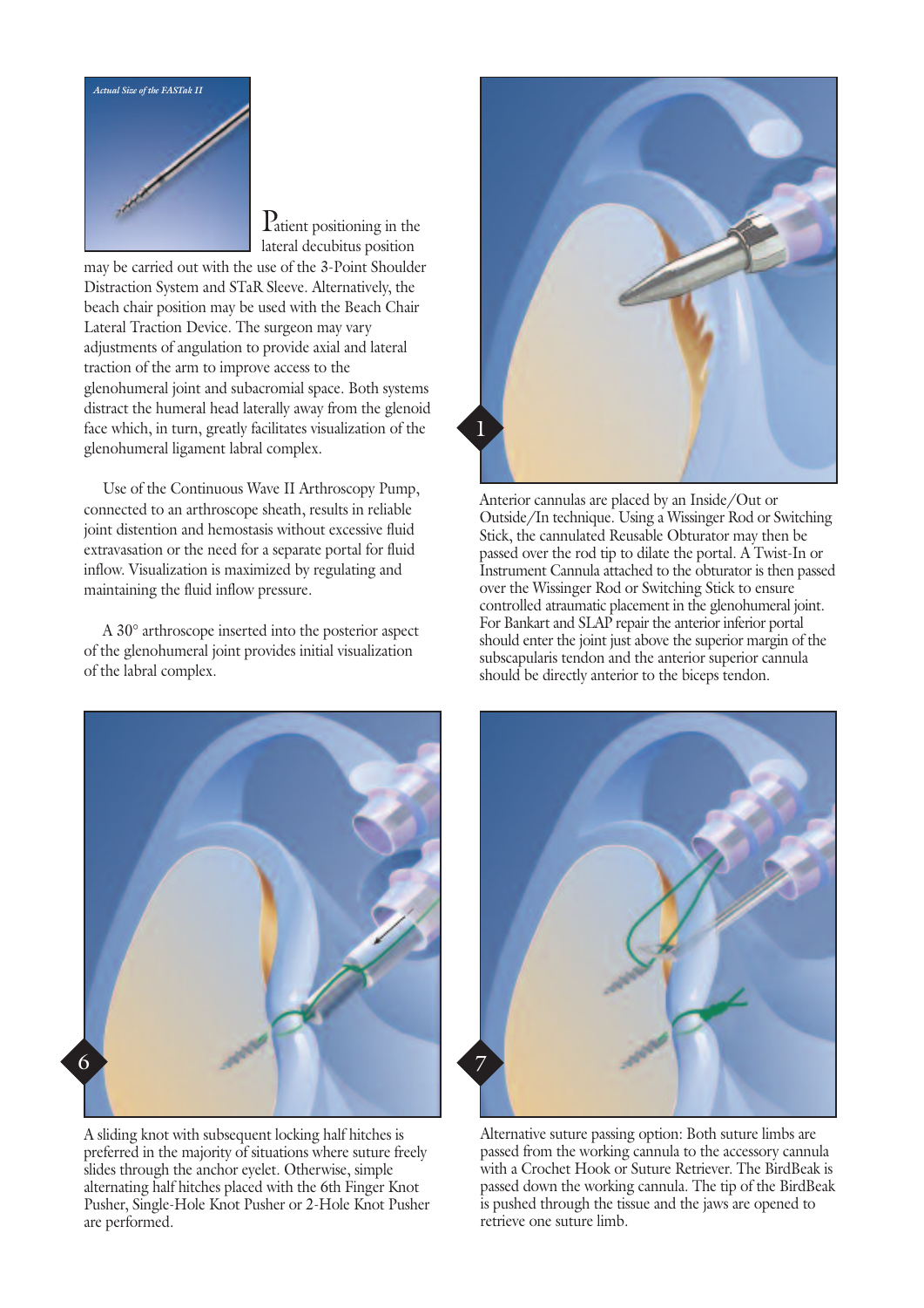*Actual Size of the FASTak II*

Patient positioning in the lateral decubitus position may be carried out with the use of the 3-Point Shoulder Distraction System and STaR Sleeve. Alternatively, the beach chair position may be used with the Beach Chair Lateral Traction Device. The surgeon may vary adjustments of angulation to provide axial and lateral traction of the arm to improve access to the glenohumeral joint and subacromial space. Both systems distract the humeral head laterally away from the glenoid face which, in turn, greatly facilitates visualization of the glenohumeral ligament labral complex.

Use of the Continuous Wave II Arthroscopy Pump, connected to an arthroscope sheath, results in reliable joint distention and hemostasis without excessive fluid extravasation or the need for a separate portal for fluid inflow. Visualization is maximized by regulating and maintaining the fluid inflow pressure.

A 30° arthroscope inserted into the posterior aspect of the glenohumeral joint provides initial visualization of the labral complex.

1

Anterior cannulas are placed by an Inside/Out or Outside/In technique. Using a Wissinger Rod or Switching Stick, the cannulated Reusable Obturator may then be passed over the rod tip to dilate the portal. A Twist-In or Instrument Cannula attached to the obturator is then passed over the Wissinger Rod or Switching Stick to ensure controlled atraumatic placement in the glenohumeral joint. For Bankart and SLAP repair the anterior inferior portal should enter the joint just above the superior margin of the subscapularis tendon and the anterior superior cannula should be directly anterior to the biceps tendon.

6

A sliding knot with subsequent locking half hitches is preferred in the majority of situations where suture freely slides through the anchor eyelet. Otherwise, simple alternating half hitches placed with the 6th Finger Knot Pusher, Single-Hole Knot Pusher or 2-Hole Knot Pusher are performed.

7

Alternative suture passing option: Both suture limbs are passed from the working cannula to the accessory cannula with a Crochet Hook or Suture Retriever. The BirdBeak is passed down the working cannula. The tip of the BirdBeak is pushed through the tissue and the jaws are opened to retrieve one suture limb.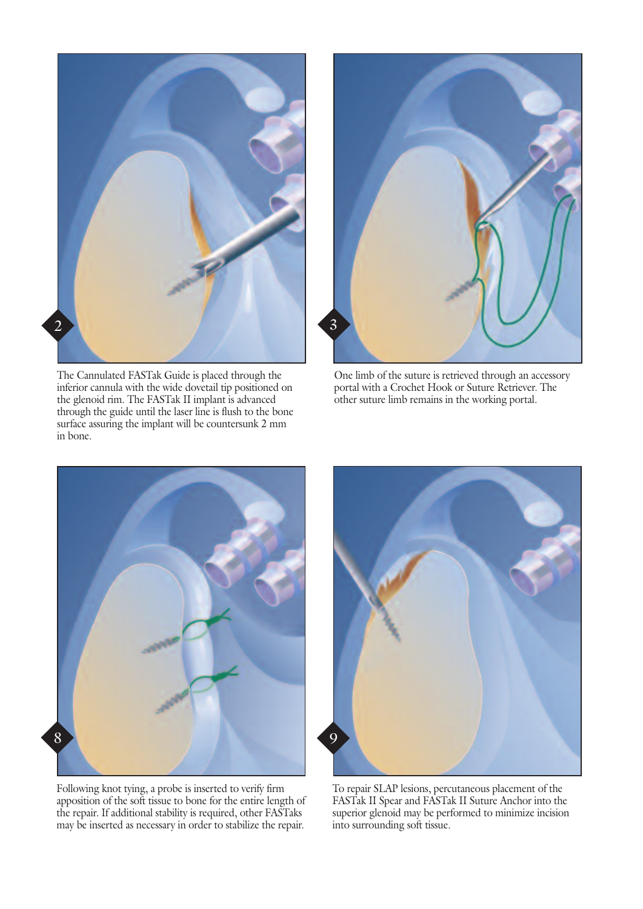2

The Cannulated FASTak Guide is placed through the inferior cannula with the wide dovetail tip positioned on the glenoid rim. The FASTak II implant is advanced through the guide until the laser line is flush to the bone surface assuring the implant will be countersunk 2 mm in bone.

3

One limb of the suture is retrieved through an accessory portal with a Crochet Hook or Suture Retriever. The other suture limb remains in the working portal.

8

Following knot tying, a probe is inserted to verify firm apposition of the soft tissue to bone for the entire length of the repair. If additional stability is required, other FASTaks may be inserted as necessary in order to stabilize the repair.

9

To repair SLAP lesions, percutaneous placement of the FASTak II Spear and FASTak II Suture Anchor into the superior glenoid may be performed to minimize incision into surrounding soft tissue.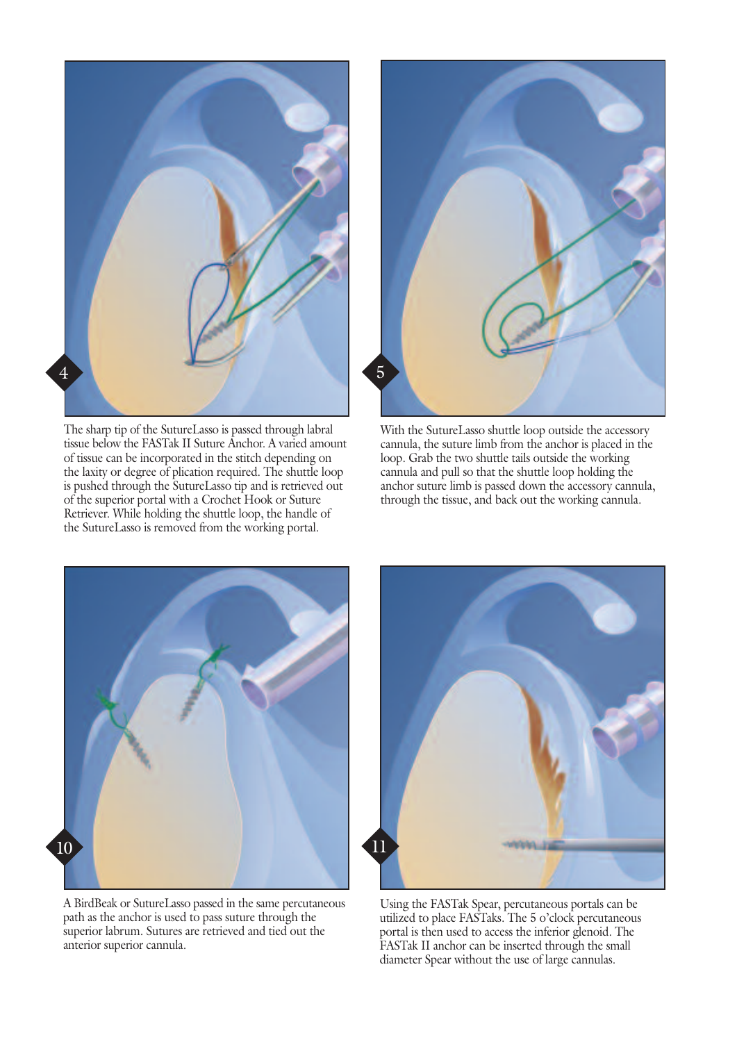4

The sharp tip of the SutureLasso is passed through labral tissue below the FASTak II Suture Anchor. A varied amount of tissue can be incorporated in the stitch depending on the laxity or degree of plication required. The shuttle loop is pushed through the SutureLasso tip and is retrieved out of the superior portal with a Crochet Hook or Suture Retriever. While holding the shuttle loop, the handle of the SutureLasso is removed from the working portal.

5

With the SutureLasso shuttle loop outside the accessory cannula, the suture limb from the anchor is placed in the loop. Grab the two shuttle tails outside the working cannula and pull so that the shuttle loop holding the anchor suture limb is passed down the accessory cannula, through the tissue, and back out the working cannula.

10

A BirdBeak or SutureLasso passed in the same percutaneous path as the anchor is used to pass suture through the superior labrum. Sutures are retrieved and tied out the anterior superior cannula.

11

Using the FASTak Spear, percutaneous portals can be utilized to place FASTaks. The 5 o'clock percutaneous portal is then used to access the inferior glenoid. The FASTak II anchor can be inserted through the small diameter Spear without the use of large cannulas.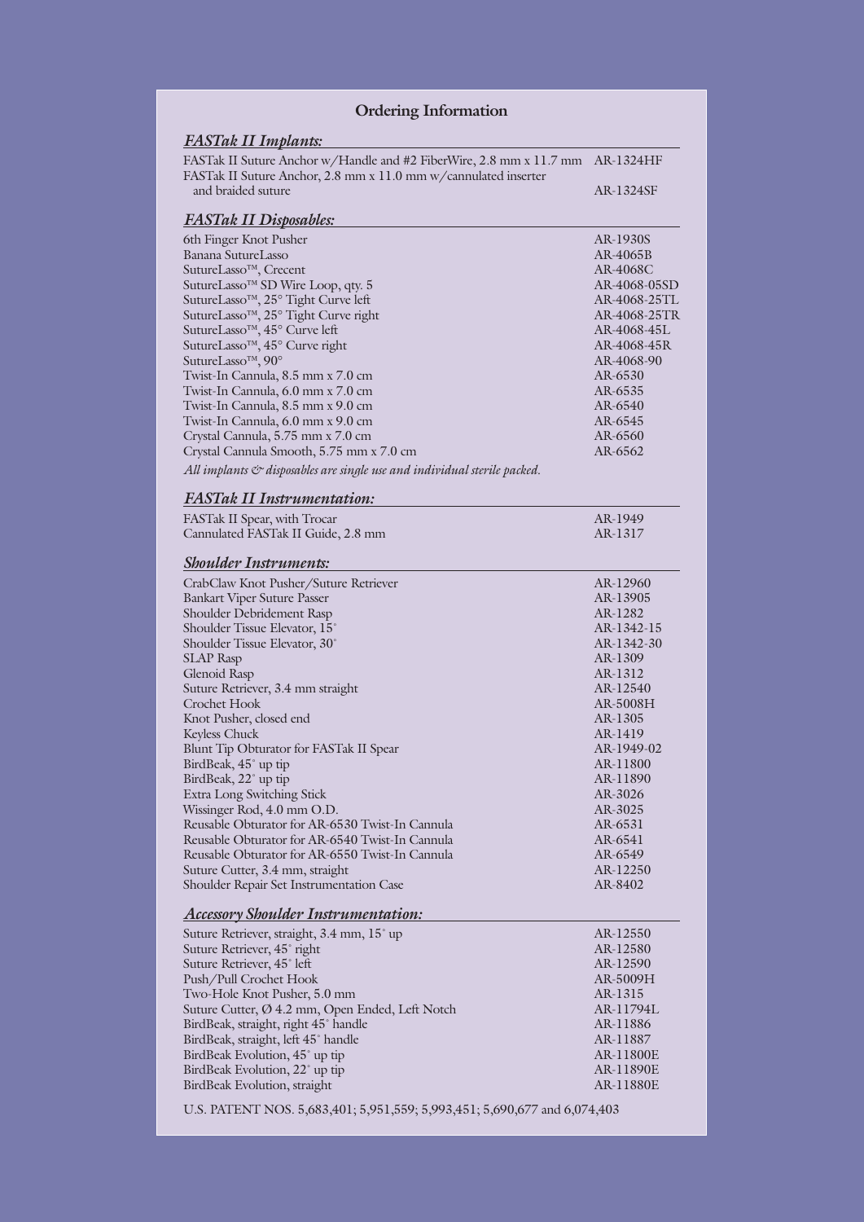## Ordering Information

### *FASTak II Implants:*

| | |
|---|---|
| FASTak II Suture Anchor w/Handle and #2 FiberWire, 2.8 mm x 11.7 mm | AR-1324HF |
| FASTak II Suture Anchor, 2.8 mm x 11.0 mm w/cannulated inserter and braided suture | AR-1324SF |

### *FASTak II Disposables:*

| | |
|---|---|
| 6th Finger Knot Pusher | AR-1930S |
| Banana SutureLasso | AR-4065B |
| SutureLasso™, Crecent | AR-4068C |
| SutureLasso™ SD Wire Loop, qty. 5 | AR-4068-05SD |
| SutureLasso™, 25° Tight Curve left | AR-4068-25TL |
| SutureLasso™, 25° Tight Curve right | AR-4068-25TR |
| SutureLasso™, 45° Curve left | AR-4068-45L |
| SutureLasso™, 45° Curve right | AR-4068-45R |
| SutureLasso™, 90° | AR-4068-90 |
| Twist-In Cannula, 8.5 mm x 7.0 cm | AR-6530 |
| Twist-In Cannula, 6.0 mm x 7.0 cm | AR-6535 |
| Twist-In Cannula, 8.5 mm x 9.0 cm | AR-6540 |
| Twist-In Cannula, 6.0 mm x 9.0 cm | AR-6545 |
| Crystal Cannula, 5.75 mm x 7.0 cm | AR-6560 |
| Crystal Cannula Smooth, 5.75 mm x 7.0 cm | AR-6562 |

*All implants & disposables are single use and individual sterile packed.*

### *FASTak II Instrumentation:*

| | |
|---|---|
| FASTak II Spear, with Trocar | AR-1949 |
| Cannulated FASTak II Guide, 2.8 mm | AR-1317 |

### *Shoulder Instruments:*

| | |
|---|---|
| CrabClaw Knot Pusher/Suture Retriever | AR-12960 |
| Bankart Viper Suture Passer | AR-13905 |
| Shoulder Debridement Rasp | AR-1282 |
| Shoulder Tissue Elevator, 15˚ | AR-1342-15 |
| Shoulder Tissue Elevator, 30˚ | AR-1342-30 |
| SLAP Rasp | AR-1309 |
| Glenoid Rasp | AR-1312 |
| Suture Retriever, 3.4 mm straight | AR-12540 |
| Crochet Hook | AR-5008H |
| Knot Pusher, closed end | AR-1305 |
| Keyless Chuck | AR-1419 |
| Blunt Tip Obturator for FASTak II Spear | AR-1949-02 |
| BirdBeak, 45˚ up tip | AR-11800 |
| BirdBeak, 22˚ up tip | AR-11890 |
| Extra Long Switching Stick | AR-3026 |
| Wissinger Rod, 4.0 mm O.D. | AR-3025 |
| Reusable Obturator for AR-6530 Twist-In Cannula | AR-6531 |
| Reusable Obturator for AR-6540 Twist-In Cannula | AR-6541 |
| Reusable Obturator for AR-6550 Twist-In Cannula | AR-6549 |
| Suture Cutter, 3.4 mm, straight | AR-12250 |
| Shoulder Repair Set Instrumentation Case | AR-8402 |

### *Accessory Shoulder Instrumentation:*

| | |
|---|---|
| Suture Retriever, straight, 3.4 mm, 15˚ up | AR-12550 |
| Suture Retriever, 45˚ right | AR-12580 |
| Suture Retriever, 45˚ left | AR-12590 |
| Push/Pull Crochet Hook | AR-5009H |
| Two-Hole Knot Pusher, 5.0 mm | AR-1315 |
| Suture Cutter, Ø 4.2 mm, Open Ended, Left Notch | AR-11794L |
| BirdBeak, straight, right 45˚ handle | AR-11886 |
| BirdBeak, straight, left 45˚ handle | AR-11887 |
| BirdBeak Evolution, 45˚ up tip | AR-11800E |
| BirdBeak Evolution, 22˚ up tip | AR-11890E |
| BirdBeak Evolution, straight | AR-11880E |

U.S. PATENT NOS. 5,683,401; 5,951,559; 5,993,451; 5,690,677 and 6,074,403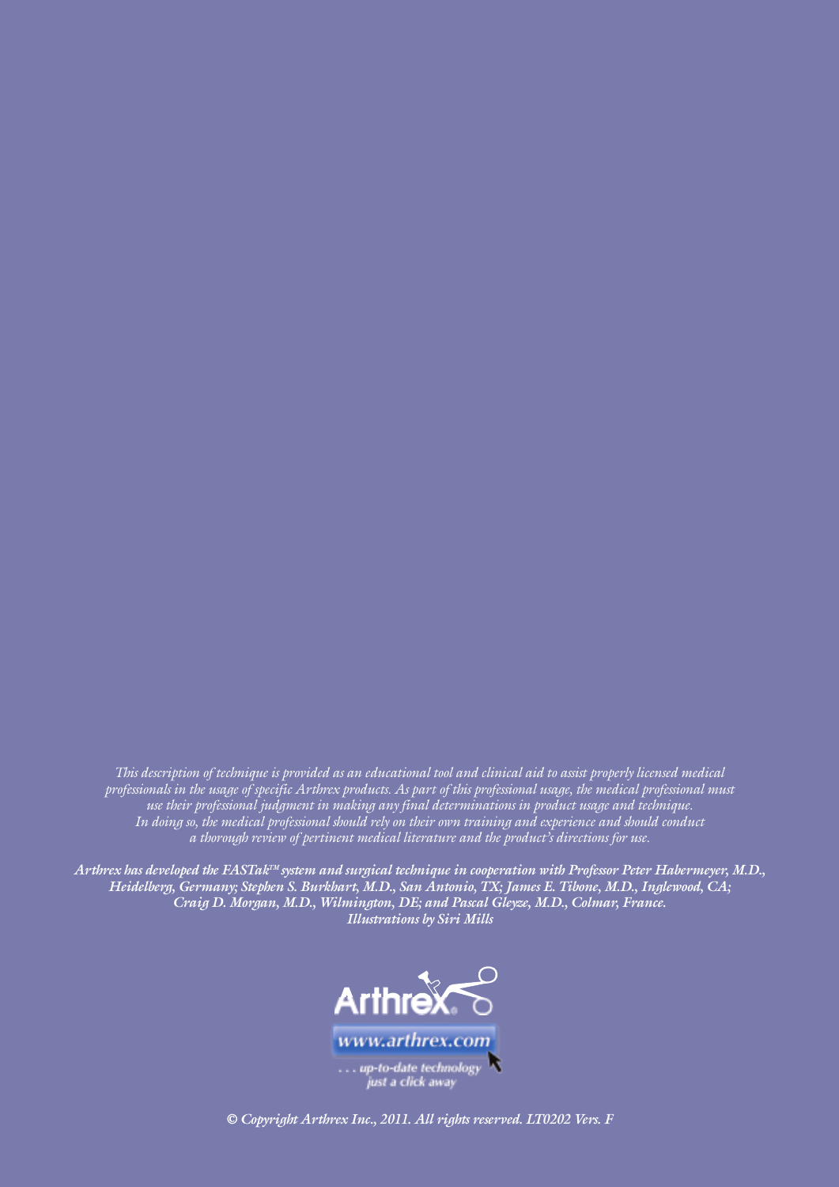*This description of technique is provided as an educational tool and clinical aid to assist properly licensed medical professionals in the usage of specific Arthrex products. As part of this professional usage, the medical professional must use their professional judgment in making any final determinations in product usage and technique. In doing so, the medical professional should rely on their own training and experience and should conduct a thorough review of pertinent medical literature and the product's directions for use.*

***Arthrex has developed the FASTak™ system and surgical technique in cooperation with Professor Peter Habermeyer, M.D., Heidelberg, Germany; Stephen S. Burkhart, M.D., San Antonio, TX; James E. Tibone, M.D., Inglewood, CA; Craig D. Morgan, M.D., Wilmington, DE; and Pascal Gleyze, M.D., Colmar, France. Illustrations by Siri Mills***

Arthrex®

www.arthrex.com

*. . . up-to-date technology just a click away*

***© Copyright Arthrex Inc., 2011. All rights reserved. LT0202 Vers. F***